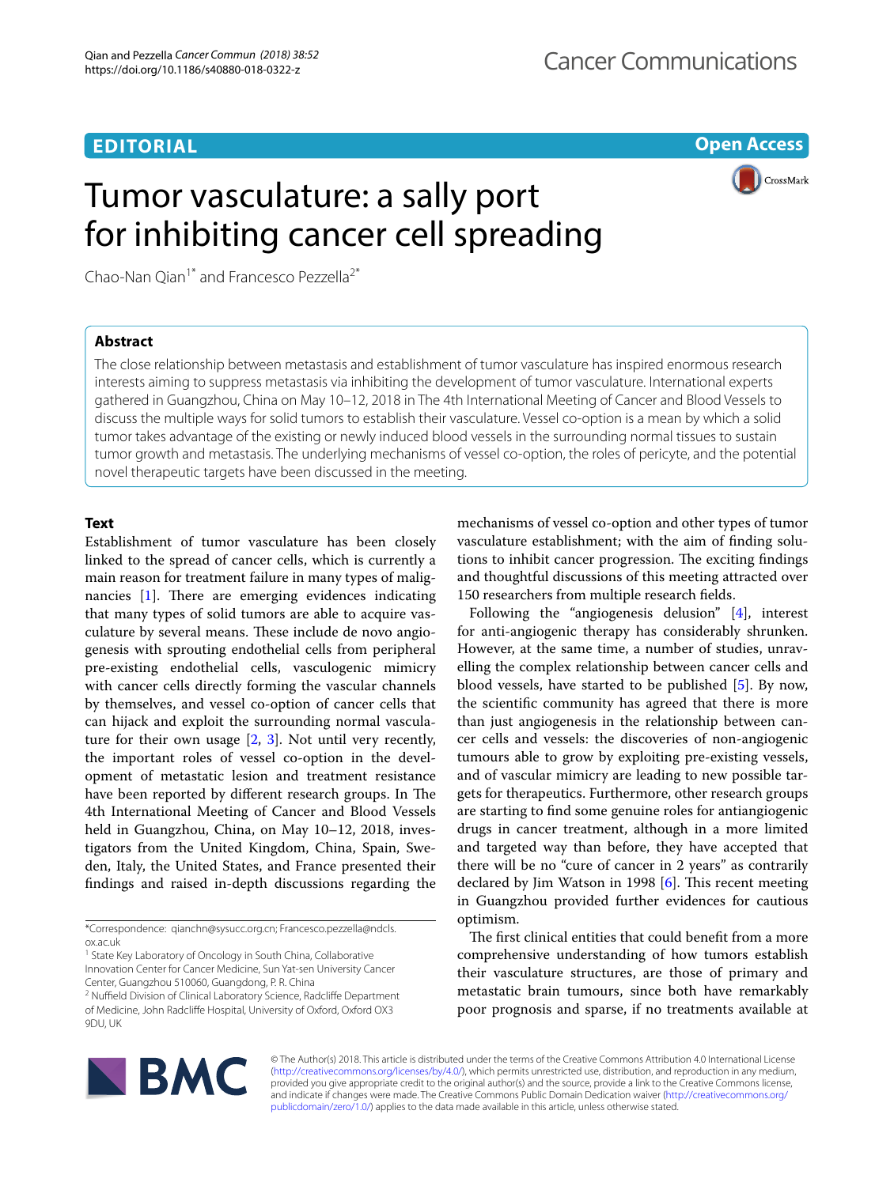EDITORIAL

Open Access

# Tumor vasculature: a sally port for inhibiting cancer cell spreading

Chao-Nan Qian[1*] and Francesco Pezzella[2*]

## Abstract

The close relationship between metastasis and establishment of tumor vasculature has inspired enormous research interests aiming to suppress metastasis via inhibiting the development of tumor vasculature. International experts gathered in Guangzhou, China on May 10–12, 2018 in The 4th International Meeting of Cancer and Blood Vessels to discuss the multiple ways for solid tumors to establish their vasculature. Vessel co-option is a mean by which a solid tumor takes advantage of the existing or newly induced blood vessels in the surrounding normal tissues to sustain tumor growth and metastasis. The underlying mechanisms of vessel co-option, the roles of pericyte, and the potential novel therapeutic targets have been discussed in the meeting.

## Text

Establishment of tumor vasculature has been closely linked to the spread of cancer cells, which is currently a main reason for treatment failure in many types of malignancies [1]. There are emerging evidences indicating that many types of solid tumors are able to acquire vasculature by several means. These include de novo angiogenesis with sprouting endothelial cells from peripheral pre-existing endothelial cells, vasculogenic mimicry with cancer cells directly forming the vascular channels by themselves, and vessel co-option of cancer cells that can hijack and exploit the surrounding normal vasculature for their own usage [2, 3]. Not until very recently, the important roles of vessel co-option in the development of metastatic lesion and treatment resistance have been reported by different research groups. In The 4th International Meeting of Cancer and Blood Vessels held in Guangzhou, China, on May 10–12, 2018, investigators from the United Kingdom, China, Spain, Sweden, Italy, the United States, and France presented their findings and raised in-depth discussions regarding the mechanisms of vessel co-option and other types of tumor vasculature establishment; with the aim of finding solutions to inhibit cancer progression. The exciting findings and thoughtful discussions of this meeting attracted over 150 researchers from multiple research fields.

Following the "angiogenesis delusion" [4], interest for anti-angiogenic therapy has considerably shrunken. However, at the same time, a number of studies, unravelling the complex relationship between cancer cells and blood vessels, have started to be published [5]. By now, the scientific community has agreed that there is more than just angiogenesis in the relationship between cancer cells and vessels: the discoveries of non-angiogenic tumours able to grow by exploiting pre-existing vessels, and of vascular mimicry are leading to new possible targets for therapeutics. Furthermore, other research groups are starting to find some genuine roles for antiangiogenic drugs in cancer treatment, although in a more limited and targeted way than before, they have accepted that there will be no "cure of cancer in 2 years" as contrarily declared by Jim Watson in 1998 [6]. This recent meeting in Guangzhou provided further evidences for cautious optimism.

The first clinical entities that could benefit from a more comprehensive understanding of how tumors establish their vasculature structures, are those of primary and metastatic brain tumours, since both have remarkably poor prognosis and sparse, if no treatments available at

*Correspondence: qianchn@sysucc.org.cn; Francesco.pezzella@ndcls.ox.ac.uk

[1] State Key Laboratory of Oncology in South China, Collaborative Innovation Center for Cancer Medicine, Sun Yat-sen University Cancer Center, Guangzhou 510060, Guangdong, P. R. China

[2] Nuffield Division of Clinical Laboratory Science, Radcliffe Department of Medicine, John Radcliffe Hospital, University of Oxford, Oxford OX3 9DU, UK

© The Author(s) 2018. This article is distributed under the terms of the Creative Commons Attribution 4.0 International License (http://creativecommons.org/licenses/by/4.0/), which permits unrestricted use, distribution, and reproduction in any medium, provided you give appropriate credit to the original author(s) and the source, provide a link to the Creative Commons license, and indicate if changes were made. The Creative Commons Public Domain Dedication waiver (http://creativecommons.org/publicdomain/zero/1.0/) applies to the data made available in this article, unless otherwise stated.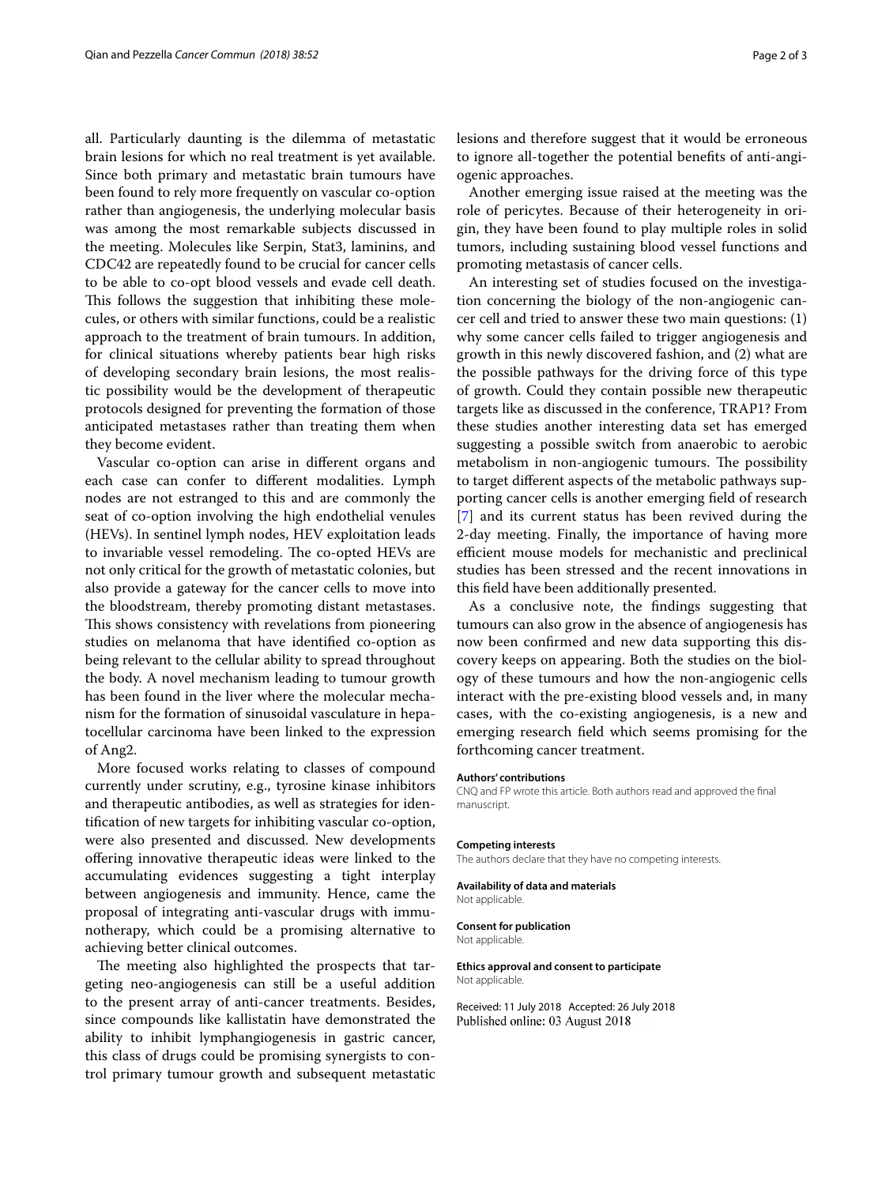all. Particularly daunting is the dilemma of metastatic brain lesions for which no real treatment is yet available. Since both primary and metastatic brain tumours have been found to rely more frequently on vascular co-option rather than angiogenesis, the underlying molecular basis was among the most remarkable subjects discussed in the meeting. Molecules like Serpin, Stat3, laminins, and CDC42 are repeatedly found to be crucial for cancer cells to be able to co-opt blood vessels and evade cell death. This follows the suggestion that inhibiting these molecules, or others with similar functions, could be a realistic approach to the treatment of brain tumours. In addition, for clinical situations whereby patients bear high risks of developing secondary brain lesions, the most realistic possibility would be the development of therapeutic protocols designed for preventing the formation of those anticipated metastases rather than treating them when they become evident.

Vascular co-option can arise in different organs and each case can confer to different modalities. Lymph nodes are not estranged to this and are commonly the seat of co-option involving the high endothelial venules (HEVs). In sentinel lymph nodes, HEV exploitation leads to invariable vessel remodeling. The co-opted HEVs are not only critical for the growth of metastatic colonies, but also provide a gateway for the cancer cells to move into the bloodstream, thereby promoting distant metastases. This shows consistency with revelations from pioneering studies on melanoma that have identified co-option as being relevant to the cellular ability to spread throughout the body. A novel mechanism leading to tumour growth has been found in the liver where the molecular mechanism for the formation of sinusoidal vasculature in hepatocellular carcinoma have been linked to the expression of Ang2.

More focused works relating to classes of compound currently under scrutiny, e.g., tyrosine kinase inhibitors and therapeutic antibodies, as well as strategies for identification of new targets for inhibiting vascular co-option, were also presented and discussed. New developments offering innovative therapeutic ideas were linked to the accumulating evidences suggesting a tight interplay between angiogenesis and immunity. Hence, came the proposal of integrating anti-vascular drugs with immunotherapy, which could be a promising alternative to achieving better clinical outcomes.

The meeting also highlighted the prospects that targeting neo-angiogenesis can still be a useful addition to the present array of anti-cancer treatments. Besides, since compounds like kallistatin have demonstrated the ability to inhibit lymphangiogenesis in gastric cancer, this class of drugs could be promising synergists to control primary tumour growth and subsequent metastatic lesions and therefore suggest that it would be erroneous to ignore all-together the potential benefits of anti-angiogenic approaches.

Another emerging issue raised at the meeting was the role of pericytes. Because of their heterogeneity in origin, they have been found to play multiple roles in solid tumors, including sustaining blood vessel functions and promoting metastasis of cancer cells.

An interesting set of studies focused on the investigation concerning the biology of the non-angiogenic cancer cell and tried to answer these two main questions: (1) why some cancer cells failed to trigger angiogenesis and growth in this newly discovered fashion, and (2) what are the possible pathways for the driving force of this type of growth. Could they contain possible new therapeutic targets like as discussed in the conference, TRAP1? From these studies another interesting data set has emerged suggesting a possible switch from anaerobic to aerobic metabolism in non-angiogenic tumours. The possibility to target different aspects of the metabolic pathways supporting cancer cells is another emerging field of research [7] and its current status has been revived during the 2-day meeting. Finally, the importance of having more efficient mouse models for mechanistic and preclinical studies has been stressed and the recent innovations in this field have been additionally presented.

As a conclusive note, the findings suggesting that tumours can also grow in the absence of angiogenesis has now been confirmed and new data supporting this discovery keeps on appearing. Both the studies on the biology of these tumours and how the non-angiogenic cells interact with the pre-existing blood vessels and, in many cases, with the co-existing angiogenesis, is a new and emerging research field which seems promising for the forthcoming cancer treatment.

**Authors' contributions**

CNQ and FP wrote this article. Both authors read and approved the final manuscript.

**Competing interests**

The authors declare that they have no competing interests.

**Availability of data and materials**

Not applicable.

**Consent for publication**

Not applicable.

**Ethics approval and consent to participate**

Not applicable.

Received: 11 July 2018 Accepted: 26 July 2018
Published online: 03 August 2018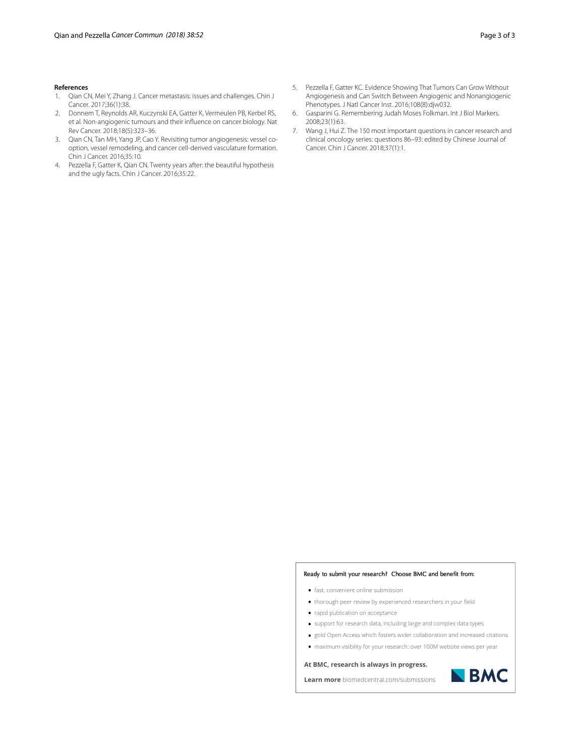**References**

1. Qian CN, Mei Y, Zhang J. Cancer metastasis: issues and challenges. Chin J Cancer. 2017;36(1):38.
2. Donnem T, Reynolds AR, Kuczynski EA, Gatter K, Vermeulen PB, Kerbel RS, et al. Non-angiogenic tumours and their influence on cancer biology. Nat Rev Cancer. 2018;18(5):323–36.
3. Qian CN, Tan MH, Yang JP, Cao Y. Revisiting tumor angiogenesis: vessel co-option, vessel remodeling, and cancer cell-derived vasculature formation. Chin J Cancer. 2016;35:10.
4. Pezzella F, Gatter K, Qian CN. Twenty years after: the beautiful hypothesis and the ugly facts. Chin J Cancer. 2016;35:22.
5. Pezzella F, Gatter KC. Evidence Showing That Tumors Can Grow Without Angiogenesis and Can Switch Between Angiogenic and Nonangiogenic Phenotypes. J Natl Cancer Inst. 2016;108(8):djw032.
6. Gasparini G. Remembering Judah Moses Folkman. Int J Biol Markers. 2008;23(1):63.
7. Wang J, Hui Z. The 150 most important questions in cancer research and clinical oncology series: questions 86–93: edited by Chinese Journal of Cancer. Chin J Cancer. 2018;37(1):1.

Ready to submit your research? Choose BMC and benefit from:

- fast, convenient online submission
- thorough peer review by experienced researchers in your field
- rapid publication on acceptance
- support for research data, including large and complex data types
- gold Open Access which fosters wider collaboration and increased citations
- maximum visibility for your research: over 100M website views per year

**At BMC, research is always in progress.**

**Learn more** biomedcentral.com/submissions

BMC